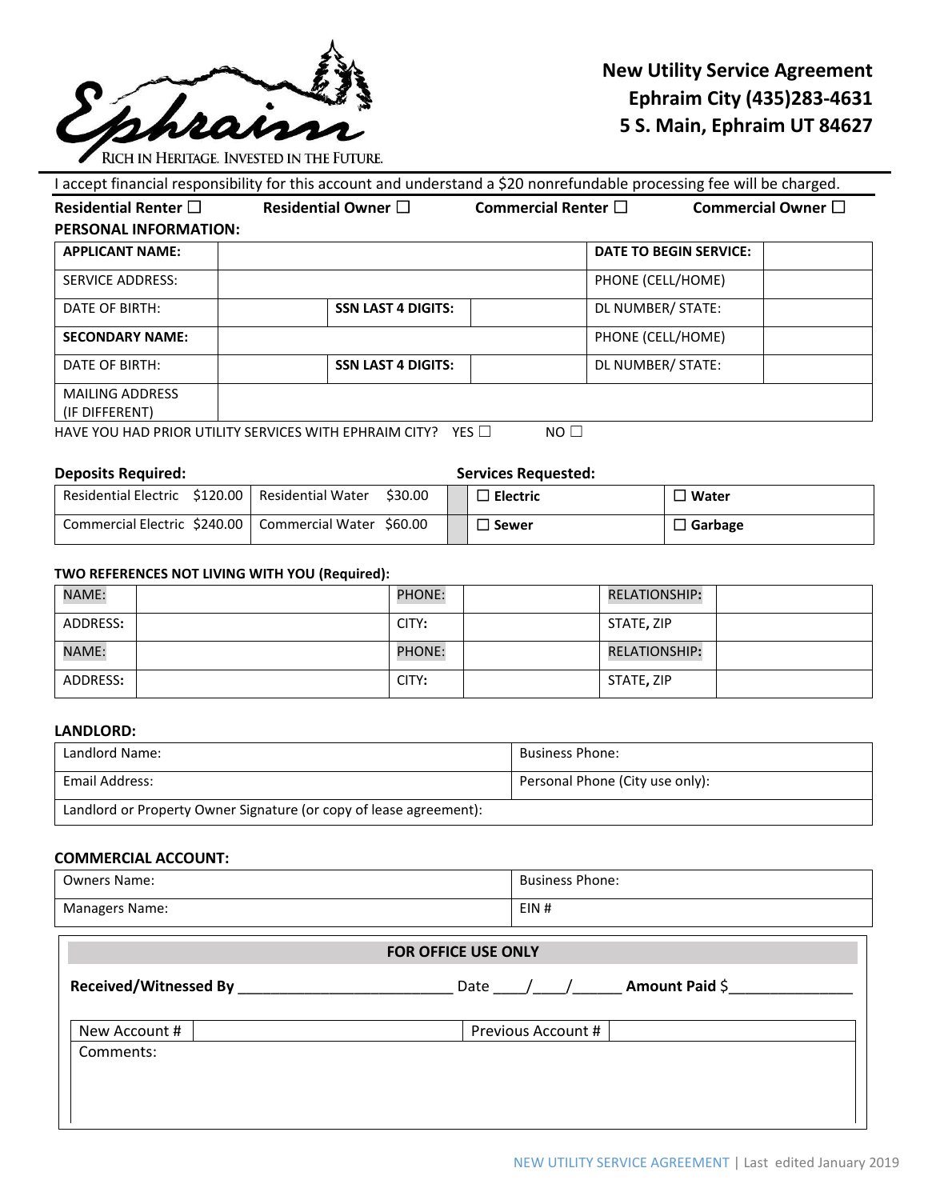Ephraim
RICH IN HERITAGE. INVESTED IN THE FUTURE.

# New Utility Service Agreement
**Ephraim City (435)283-4631**
**5 S. Main, Ephraim UT 84627**

I accept financial responsibility for this account and understand a $20 nonrefundable processing fee will be charged.

**Residential Renter ☐** **Residential Owner ☐** **Commercial Renter ☐** **Commercial Owner ☐**

**PERSONAL INFORMATION:**

| **APPLICANT NAME:** | | | | **DATE TO BEGIN SERVICE:** | |
|---|---|---|---|---|---|
| SERVICE ADDRESS: | | | | PHONE (CELL/HOME) | |
| DATE OF BIRTH: | | **SSN LAST 4 DIGITS:** | | DL NUMBER/ STATE: | |
| **SECONDARY NAME:** | | | | PHONE (CELL/HOME) | |
| DATE OF BIRTH: | | **SSN LAST 4 DIGITS:** | | DL NUMBER/ STATE: | |
| MAILING ADDRESS (IF DIFFERENT) | | | | | |

HAVE YOU HAD PRIOR UTILITY SERVICES WITH EPHRAIM CITY? YES ☐ NO ☐

**Deposits Required:**

| | |
|---|---|
| Residential Electric $120.00 | Residential Water $30.00 |
| Commercial Electric $240.00 | Commercial Water $60.00 |

**Services Requested:**

| | |
|---|---|
| ☐ **Electric** | ☐ **Water** |
| ☐ **Sewer** | ☐ **Garbage** |

**TWO REFERENCES NOT LIVING WITH YOU (Required):**

| NAME: | | PHONE: | | RELATIONSHIP: | |
|---|---|---|---|---|---|
| ADDRESS: | | CITY: | | STATE, ZIP | |
| NAME: | | PHONE: | | RELATIONSHIP: | |
| ADDRESS: | | CITY: | | STATE, ZIP | |

**LANDLORD:**

| Landlord Name: | Business Phone: |
|---|---|
| Email Address: | Personal Phone (City use only): |
| Landlord or Property Owner Signature (or copy of lease agreement): | |

**COMMERCIAL ACCOUNT:**

| Owners Name: | Business Phone: |
|---|---|
| Managers Name: | EIN # |

**FOR OFFICE USE ONLY**

**Received/Witnessed By** _________________________ Date ____/____/______ **Amount Paid** $_______________

| New Account # | | Previous Account # | |
|---|---|---|---|

Comments:

NEW UTILITY SERVICE AGREEMENT | Last edited January 2019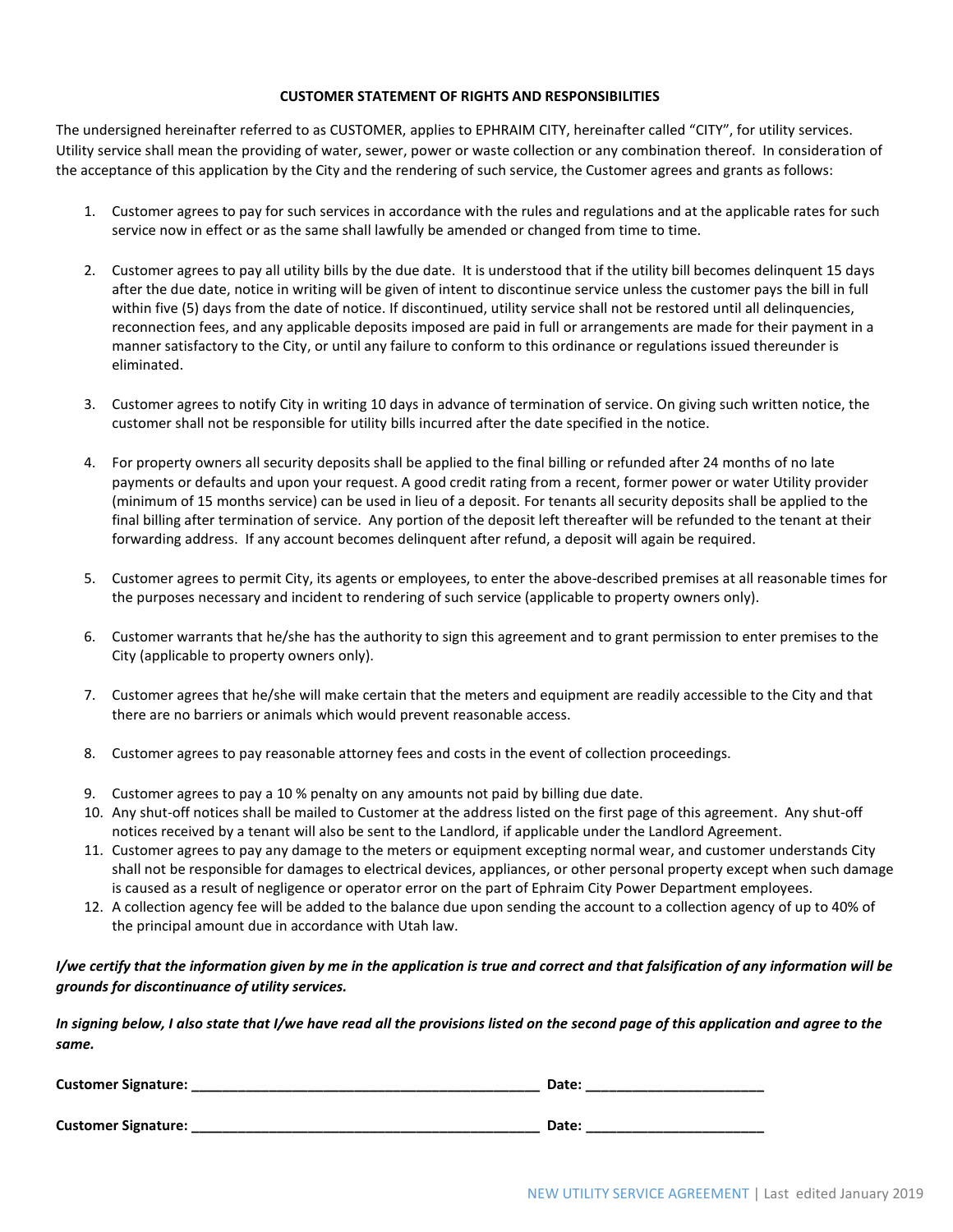**CUSTOMER STATEMENT OF RIGHTS AND RESPONSIBILITIES**

The undersigned hereinafter referred to as CUSTOMER, applies to EPHRAIM CITY, hereinafter called "CITY", for utility services. Utility service shall mean the providing of water, sewer, power or waste collection or any combination thereof. In consideration of the acceptance of this application by the City and the rendering of such service, the Customer agrees and grants as follows:

1. Customer agrees to pay for such services in accordance with the rules and regulations and at the applicable rates for such service now in effect or as the same shall lawfully be amended or changed from time to time.

2. Customer agrees to pay all utility bills by the due date. It is understood that if the utility bill becomes delinquent 15 days after the due date, notice in writing will be given of intent to discontinue service unless the customer pays the bill in full within five (5) days from the date of notice. If discontinued, utility service shall not be restored until all delinquencies, reconnection fees, and any applicable deposits imposed are paid in full or arrangements are made for their payment in a manner satisfactory to the City, or until any failure to conform to this ordinance or regulations issued thereunder is eliminated.

3. Customer agrees to notify City in writing 10 days in advance of termination of service. On giving such written notice, the customer shall not be responsible for utility bills incurred after the date specified in the notice.

4. For property owners all security deposits shall be applied to the final billing or refunded after 24 months of no late payments or defaults and upon your request. A good credit rating from a recent, former power or water Utility provider (minimum of 15 months service) can be used in lieu of a deposit. For tenants all security deposits shall be applied to the final billing after termination of service. Any portion of the deposit left thereafter will be refunded to the tenant at their forwarding address. If any account becomes delinquent after refund, a deposit will again be required.

5. Customer agrees to permit City, its agents or employees, to enter the above-described premises at all reasonable times for the purposes necessary and incident to rendering of such service (applicable to property owners only).

6. Customer warrants that he/she has the authority to sign this agreement and to grant permission to enter premises to the City (applicable to property owners only).

7. Customer agrees that he/she will make certain that the meters and equipment are readily accessible to the City and that there are no barriers or animals which would prevent reasonable access.

8. Customer agrees to pay reasonable attorney fees and costs in the event of collection proceedings.

9. Customer agrees to pay a 10 % penalty on any amounts not paid by billing due date.
10. Any shut-off notices shall be mailed to Customer at the address listed on the first page of this agreement. Any shut-off notices received by a tenant will also be sent to the Landlord, if applicable under the Landlord Agreement.
11. Customer agrees to pay any damage to the meters or equipment excepting normal wear, and customer understands City shall not be responsible for damages to electrical devices, appliances, or other personal property except when such damage is caused as a result of negligence or operator error on the part of Ephraim City Power Department employees.
12. A collection agency fee will be added to the balance due upon sending the account to a collection agency of up to 40% of the principal amount due in accordance with Utah law.

***I/we certify that the information given by me in the application is true and correct and that falsification of any information will be grounds for discontinuance of utility services.***

***In signing below, I also state that I/we have read all the provisions listed on the second page of this application and agree to the same.***

**Customer Signature:** ______________________________________________ **Date:** _______________________

**Customer Signature:** ______________________________________________ **Date:** _______________________